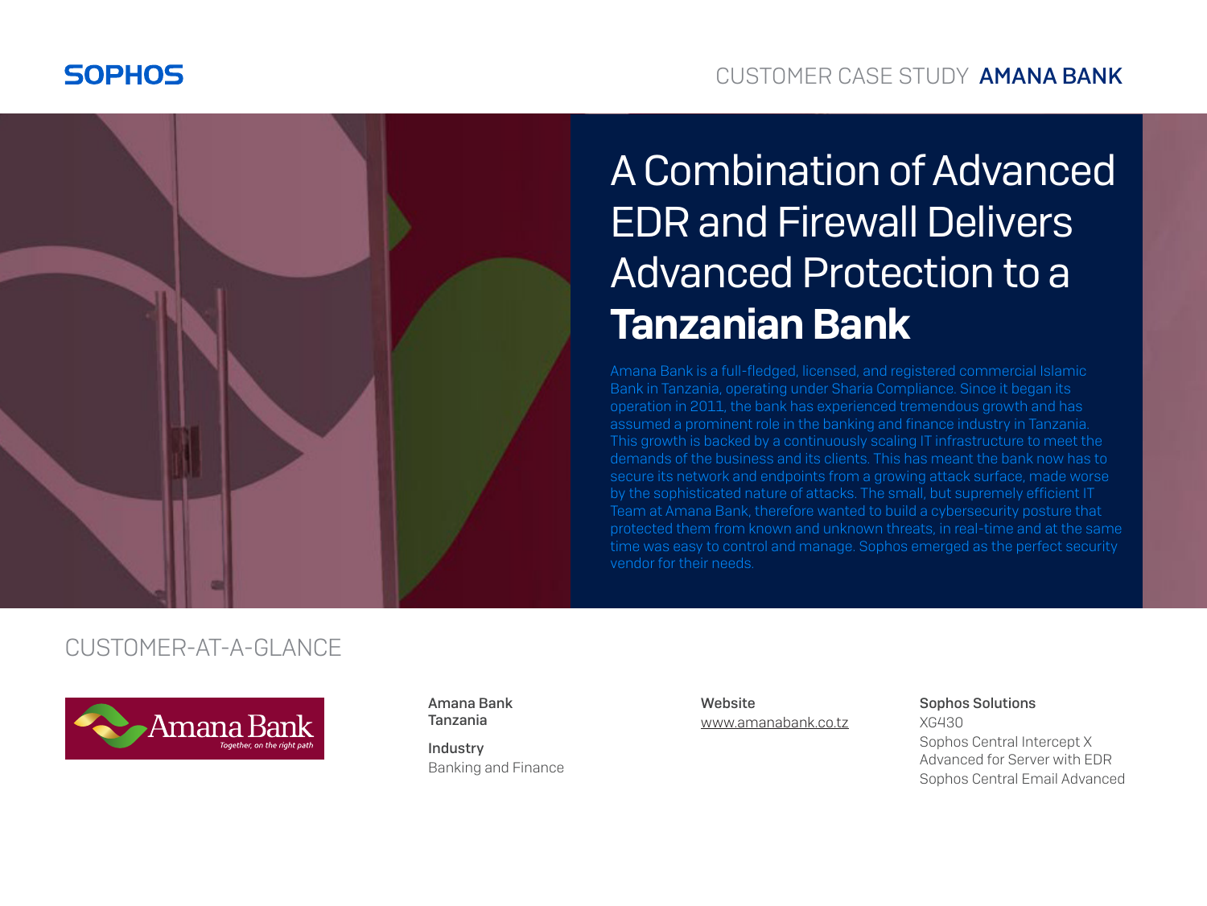SOPHOS

CUSTOMER CASE STUDY **AMANA BANK**

# A Combination of Advanced EDR and Firewall Delivers Advanced Protection to a **Tanzanian Bank**

Amana Bank is a full-fledged, licensed, and registered commercial Islamic Bank in Tanzania, operating under Sharia Compliance. Since it began its operation in 2011, the bank has experienced tremendous growth and has assumed a prominent role in the banking and finance industry in Tanzania. This growth is backed by a continuously scaling IT infrastructure to meet the demands of the business and its clients. This has meant the bank now has to secure its network and endpoints from a growing attack surface, made worse by the sophisticated nature of attacks. The small, but supremely efficient IT Team at Amana Bank, therefore wanted to build a cybersecurity posture that protected them from known and unknown threats, in real-time and at the same time was easy to control and manage. Sophos emerged as the perfect security vendor for their needs.

## CUSTOMER-AT-A-GLANCE

Amana Bank
*Together, on the right path*

**Amana Bank**
**Tanzania**

**Industry**
Banking and Finance

**Website**
www.amanabank.co.tz

**Sophos Solutions**
XG430
Sophos Central Intercept X Advanced for Server with EDR
Sophos Central Email Advanced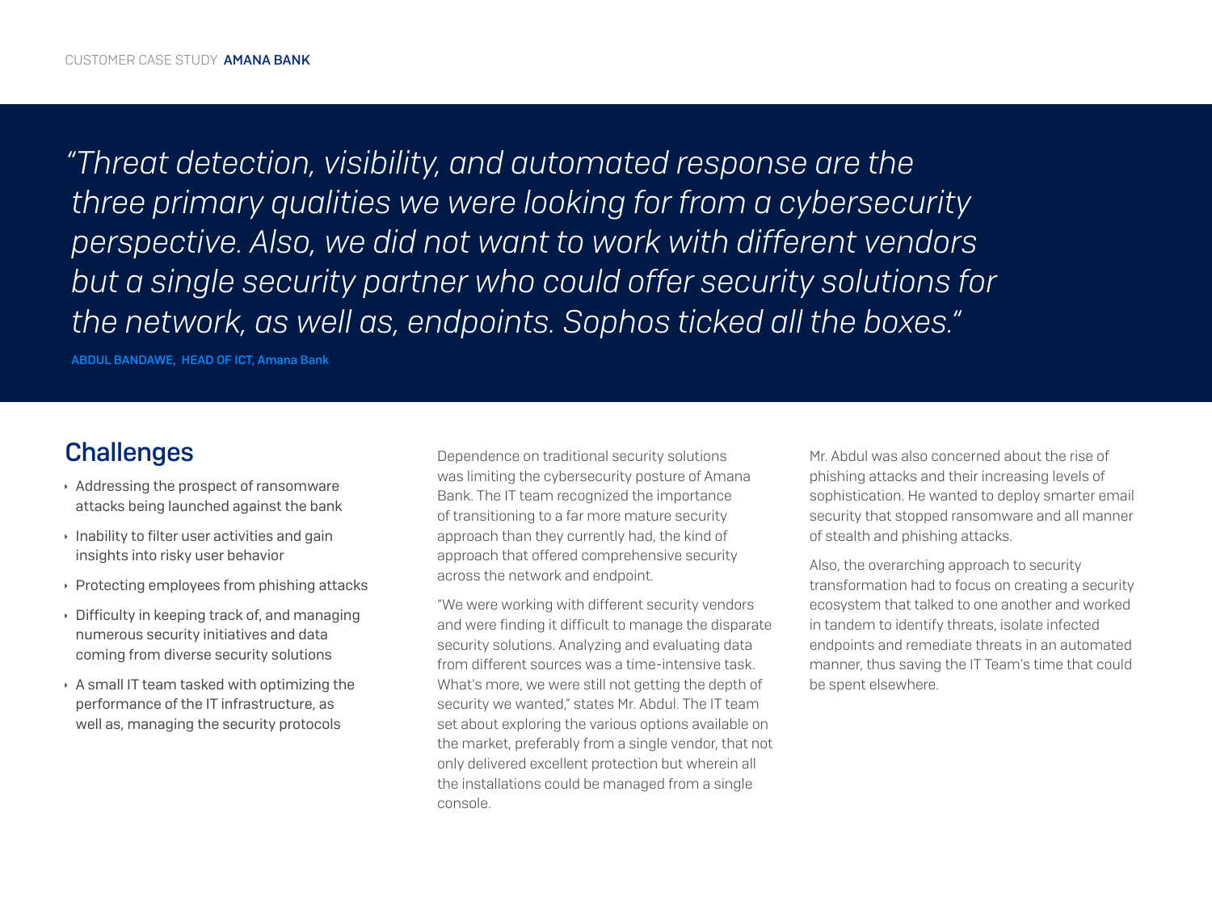> *"Threat detection, visibility, and automated response are the three primary qualities we were looking for from a cybersecurity perspective. Also, we did not want to work with different vendors but a single security partner who could offer security solutions for the network, as well as, endpoints. Sophos ticked all the boxes."*
>
> ABDUL BANDAWE, HEAD OF ICT, Amana Bank

## Challenges

- Addressing the prospect of ransomware attacks being launched against the bank
- Inability to filter user activities and gain insights into risky user behavior
- Protecting employees from phishing attacks
- Difficulty in keeping track of, and managing numerous security initiatives and data coming from diverse security solutions
- A small IT team tasked with optimizing the performance of the IT infrastructure, as well as, managing the security protocols

Dependence on traditional security solutions was limiting the cybersecurity posture of Amana Bank. The IT team recognized the importance of transitioning to a far more mature security approach than they currently had, the kind of approach that offered comprehensive security across the network and endpoint.

"We were working with different security vendors and were finding it difficult to manage the disparate security solutions. Analyzing and evaluating data from different sources was a time-intensive task. What's more, we were still not getting the depth of security we wanted," states Mr. Abdul. The IT team set about exploring the various options available on the market, preferably from a single vendor, that not only delivered excellent protection but wherein all the installations could be managed from a single console.

Mr. Abdul was also concerned about the rise of phishing attacks and their increasing levels of sophistication. He wanted to deploy smarter email security that stopped ransomware and all manner of stealth and phishing attacks.

Also, the overarching approach to security transformation had to focus on creating a security ecosystem that talked to one another and worked in tandem to identify threats, isolate infected endpoints and remediate threats in an automated manner, thus saving the IT Team's time that could be spent elsewhere.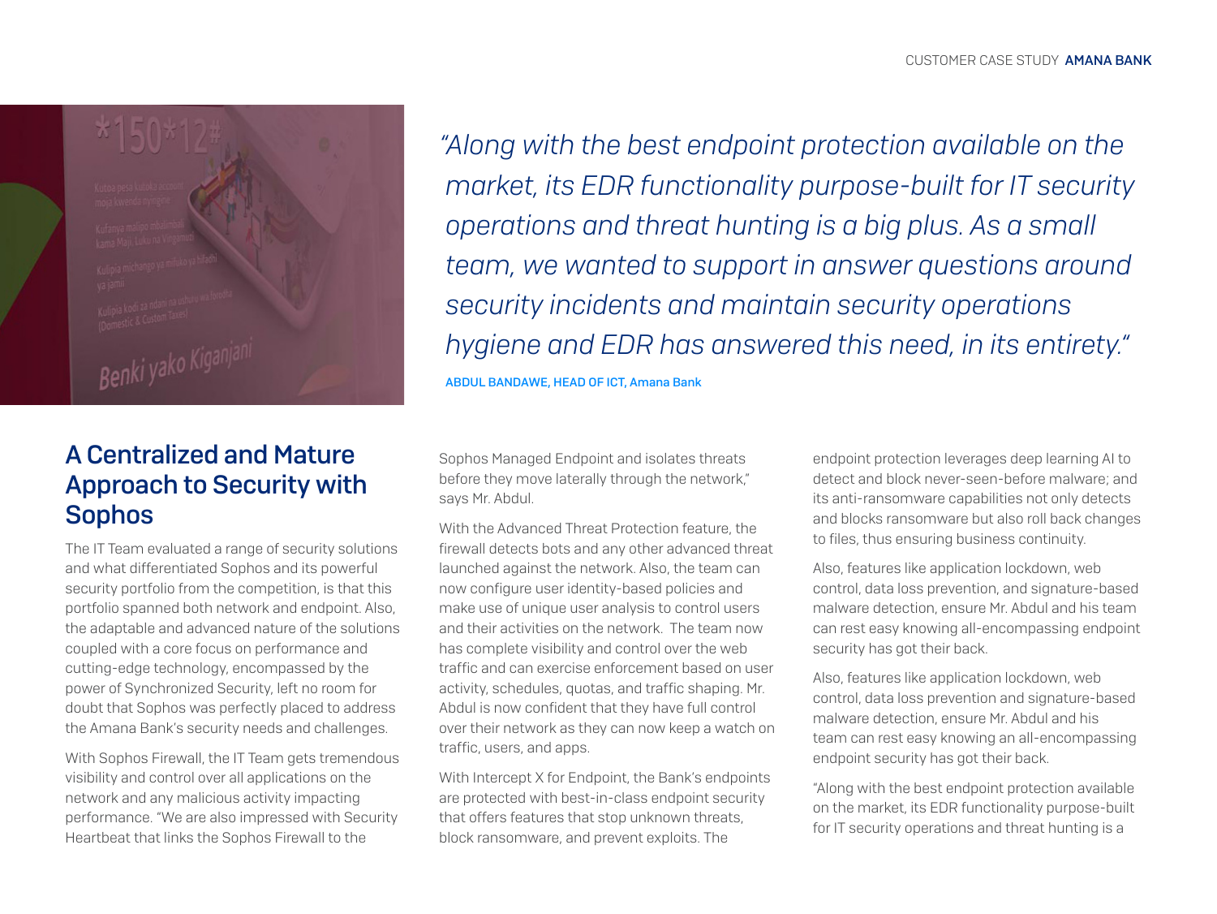*"Along with the best endpoint protection available on the market, its EDR functionality purpose-built for IT security operations and threat hunting is a big plus. As a small team, we wanted to support in answer questions around security incidents and maintain security operations hygiene and EDR has answered this need, in its entirety."*

ABDUL BANDAWE, HEAD OF ICT, Amana Bank

## A Centralized and Mature Approach to Security with Sophos

The IT Team evaluated a range of security solutions and what differentiated Sophos and its powerful security portfolio from the competition, is that this portfolio spanned both network and endpoint. Also, the adaptable and advanced nature of the solutions coupled with a core focus on performance and cutting-edge technology, encompassed by the power of Synchronized Security, left no room for doubt that Sophos was perfectly placed to address the Amana Bank's security needs and challenges.

With Sophos Firewall, the IT Team gets tremendous visibility and control over all applications on the network and any malicious activity impacting performance. "We are also impressed with Security Heartbeat that links the Sophos Firewall to the Sophos Managed Endpoint and isolates threats before they move laterally through the network," says Mr. Abdul.

With the Advanced Threat Protection feature, the firewall detects bots and any other advanced threat launched against the network. Also, the team can now configure user identity-based policies and make use of unique user analysis to control users and their activities on the network. The team now has complete visibility and control over the web traffic and can exercise enforcement based on user activity, schedules, quotas, and traffic shaping. Mr. Abdul is now confident that they have full control over their network as they can now keep a watch on traffic, users, and apps.

With Intercept X for Endpoint, the Bank's endpoints are protected with best-in-class endpoint security that offers features that stop unknown threats, block ransomware, and prevent exploits. The endpoint protection leverages deep learning AI to detect and block never-seen-before malware; and its anti-ransomware capabilities not only detects and blocks ransomware but also roll back changes to files, thus ensuring business continuity.

Also, features like application lockdown, web control, data loss prevention, and signature-based malware detection, ensure Mr. Abdul and his team can rest easy knowing all-encompassing endpoint security has got their back.

Also, features like application lockdown, web control, data loss prevention and signature-based malware detection, ensure Mr. Abdul and his team can rest easy knowing an all-encompassing endpoint security has got their back.

"Along with the best endpoint protection available on the market, its EDR functionality purpose-built for IT security operations and threat hunting is a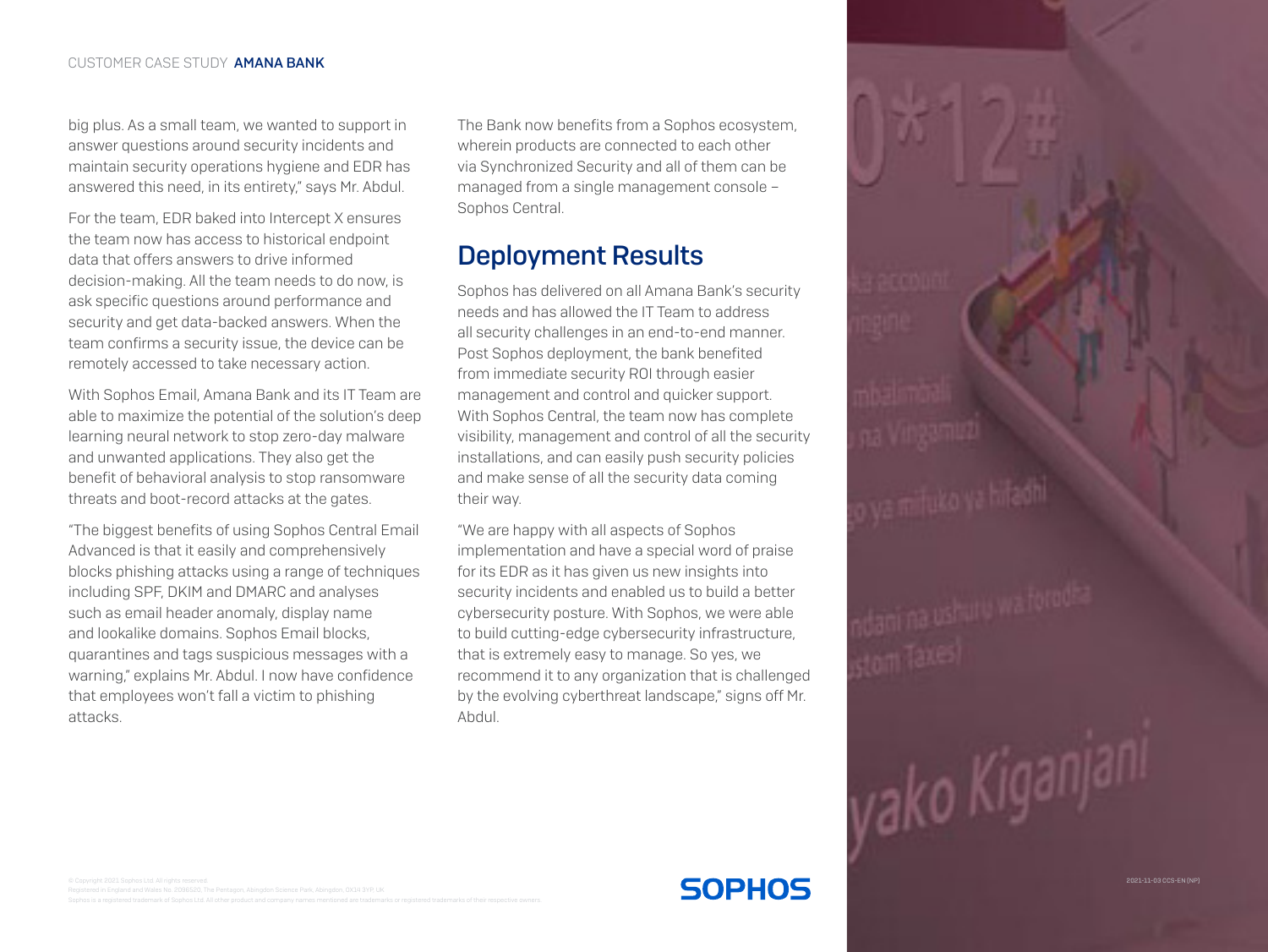big plus. As a small team, we wanted to support in answer questions around security incidents and maintain security operations hygiene and EDR has answered this need, in its entirety," says Mr. Abdul.

For the team, EDR baked into Intercept X ensures the team now has access to historical endpoint data that offers answers to drive informed decision-making. All the team needs to do now, is ask specific questions around performance and security and get data-backed answers. When the team confirms a security issue, the device can be remotely accessed to take necessary action.

With Sophos Email, Amana Bank and its IT Team are able to maximize the potential of the solution's deep learning neural network to stop zero-day malware and unwanted applications. They also get the benefit of behavioral analysis to stop ransomware threats and boot-record attacks at the gates.

"The biggest benefits of using Sophos Central Email Advanced is that it easily and comprehensively blocks phishing attacks using a range of techniques including SPF, DKIM and DMARC and analyses such as email header anomaly, display name and lookalike domains. Sophos Email blocks, quarantines and tags suspicious messages with a warning," explains Mr. Abdul. I now have confidence that employees won't fall a victim to phishing attacks.

The Bank now benefits from a Sophos ecosystem, wherein products are connected to each other via Synchronized Security and all of them can be managed from a single management console – Sophos Central.

## Deployment Results

Sophos has delivered on all Amana Bank's security needs and has allowed the IT Team to address all security challenges in an end-to-end manner. Post Sophos deployment, the bank benefited from immediate security ROI through easier management and control and quicker support. With Sophos Central, the team now has complete visibility, management and control of all the security installations, and can easily push security policies and make sense of all the security data coming their way.

"We are happy with all aspects of Sophos implementation and have a special word of praise for its EDR as it has given us new insights into security incidents and enabled us to build a better cybersecurity posture. With Sophos, we were able to build cutting-edge cybersecurity infrastructure, that is extremely easy to manage. So yes, we recommend it to any organization that is challenged by the evolving cyberthreat landscape," signs off Mr. Abdul.

© Copyright 2021 Sophos Ltd. All rights reserved.
Registered in England and Wales No. 2096520, The Pentagon, Abingdon Science Park, Abingdon, OX14 3YP, UK
Sophos is a registered trademark of Sophos Ltd. All other product and company names mentioned are trademarks or registered trademarks of their respective owners.

SOPHOS

2021-11-03 CCS-EN (NP)